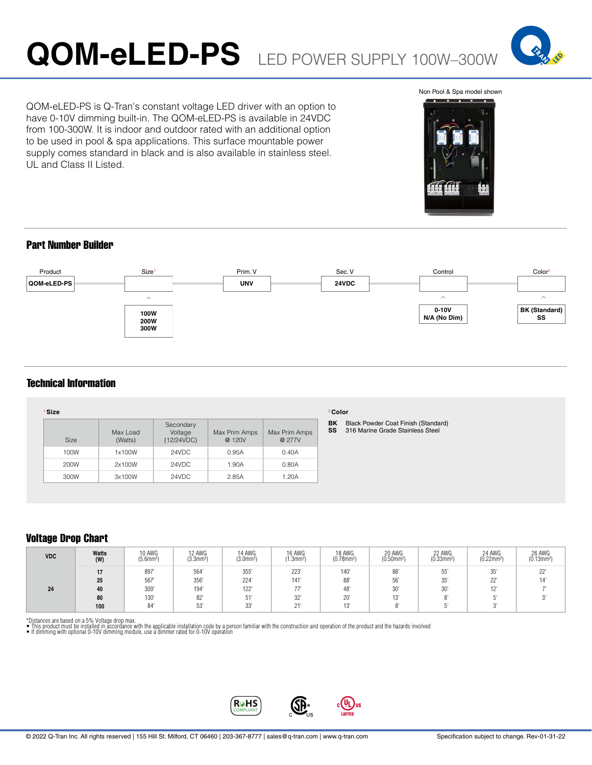# QOM-eLED-PS LED POWER SUPPLY 100W–300W

QOM-eLED-PS is Q-Tran's constant voltage LED driver with an option to have 0-10V dimming built-in. The QOM-eLED-PS is available in 24VDC from 100-300W. It is indoor and outdoor rated with an additional option to be used in pool & spa applications. This surface mountable power supply comes standard in black and is also available in stainless steel. UL and Class II Listed.

Non Pool & Spa model shown

## Part Number Builder

| Product | Size[1] | Prim. V | Sec. V | Control | Color[2] |
|---|---|---|---|---|---|
| QOM-eLED-PS | | UNV | 24VDC | | |
| | 100W<br>200W<br>300W | | | 0-10V<br>N/A (No Dim) | BK (Standard)<br>SS |

## Technical Information

[1] **Size**

| Size | Max Load (Watts) | Secondary Voltage (12/24VDC) | Max Prim Amps @ 120V | Max Prim Amps @ 277V |
|---|---|---|---|---|
| 100W | 1x100W | 24VDC | 0.95A | 0.40A |
| 200W | 2x100W | 24VDC | 1.90A | 0.80A |
| 300W | 3x100W | 24VDC | 2.85A | 1.20A |

[2] **Color**

**BK** Black Powder Coat Finish (Standard)
**SS** 316 Marine Grade Stainless Steel

## Voltage Drop Chart

| VDC | Watts (W) | 10 AWG ($5.6mm^2$) | 12 AWG ($3.3mm^2$) | 14 AWG ($3.0mm^2$) | 16 AWG ($1.3mm^2$) | 18 AWG ($0.78mm^2$) | 20 AWG ($0.50mm^2$) | 22 AWG ($0.33mm^2$) | 24 AWG ($0.22mm^2$) | 26 AWG ($0.13mm^2$) |
|---|---|---|---|---|---|---|---|---|---|---|
| 24 | 17 | 897' | 564' | 355' | 223' | 140' | 88' | 55' | 35' | 22' |
| | 25 | 567' | 356' | 224' | 141' | 88' | 56' | 35' | 22' | 14' |
| | 40 | 309' | 194' | 122' | 77' | 48' | 30' | 30' | 12' | 7' |
| | 80 | 130' | 82' | 51' | 32' | 20' | 13' | 8' | 5' | 3' |
| | 100 | 84' | 53' | 33' | 21' | 13' | 8' | 5' | 3' | |

*Distances are based on a 5% Voltage drop max.
- This product must be installed in accordance with the applicable installation code by a person familiar with the construction and operation of the product and the hazards involved
- If dimming with optional 0-10V dimming module, use a dimmer rated for 0-10V operation

© 2022 Q-Tran Inc. All rights reserved | 155 Hill St. Milford, CT 06460 | 203-367-8777 | sales@q-tran.com | www.q-tran.com

Specification subject to change. Rev-01-31-22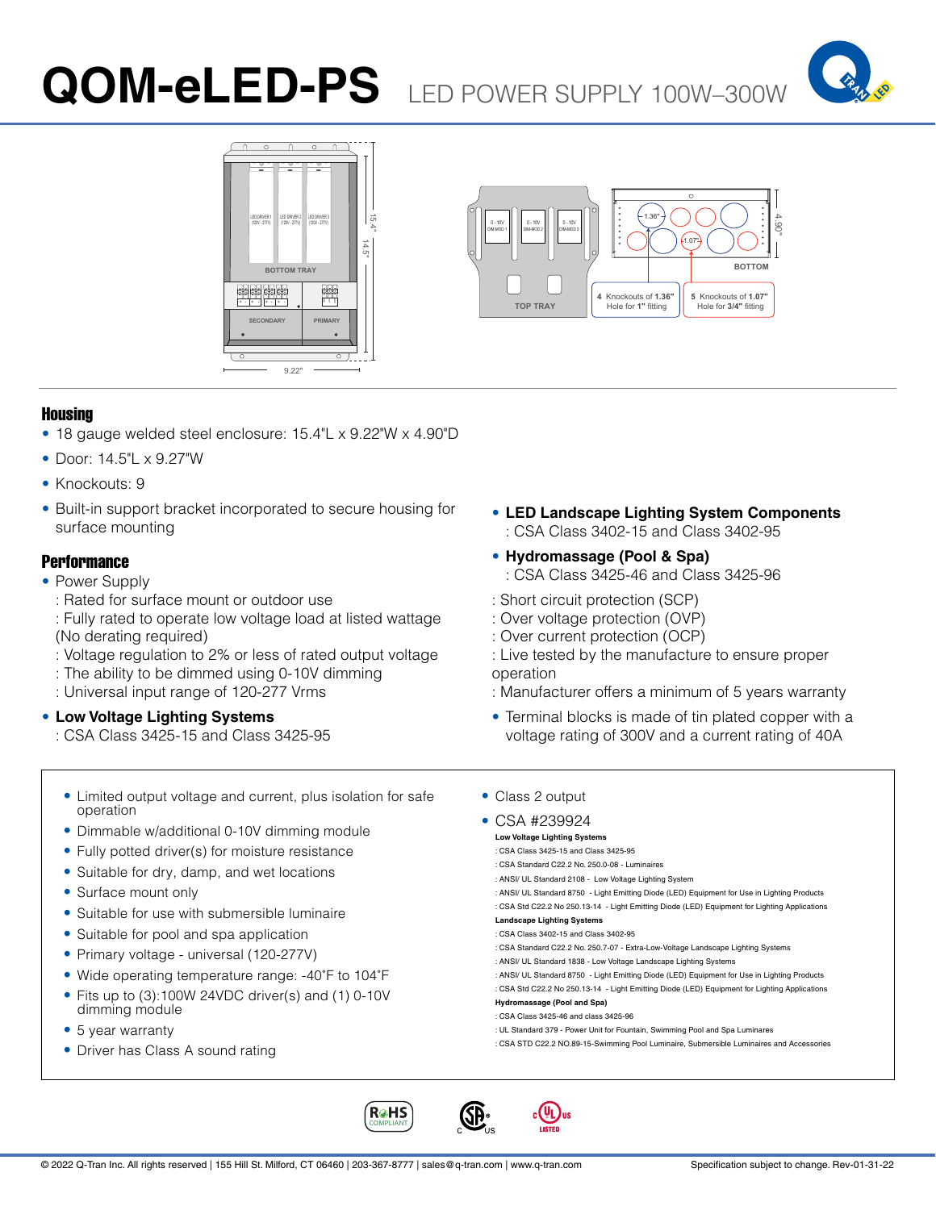# QOM-eLED-PS LED POWER SUPPLY 100W–300W

## Housing

- 18 gauge welded steel enclosure: 15.4"L x 9.22"W x 4.90"D
- Door: 14.5"L x 9.27"W
- Knockouts: 9
- Built-in support bracket incorporated to secure housing for surface mounting

## Performance

- Power Supply
  : Rated for surface mount or outdoor use
  : Fully rated to operate low voltage load at listed wattage (No derating required)
  : Voltage regulation to 2% or less of rated output voltage
  : The ability to be dimmed using 0-10V dimming
  : Universal input range of 120-277 Vrms
- **Low Voltage Lighting Systems**
  : CSA Class 3425-15 and Class 3425-95
- **LED Landscape Lighting System Components**
  : CSA Class 3402-15 and Class 3402-95
- **Hydromassage (Pool & Spa)**
  : CSA Class 3425-46 and Class 3425-96

: Short circuit protection (SCP)
: Over voltage protection (OVP)
: Over current protection (OCP)
: Live tested by the manufacture to ensure proper operation
: Manufacturer offers a minimum of 5 years warranty

- Terminal blocks is made of tin plated copper with a voltage rating of 300V and a current rating of 40A

---

- Limited output voltage and current, plus isolation for safe operation
- Dimmable w/additional 0-10V dimming module
- Fully potted driver(s) for moisture resistance
- Suitable for dry, damp, and wet locations
- Surface mount only
- Suitable for use with submersible luminaire
- Suitable for pool and spa application
- Primary voltage - universal (120-277V)
- Wide operating temperature range: -40˚F to 104˚F
- Fits up to (3):100W 24VDC driver(s) and (1) 0-10V dimming module
- 5 year warranty
- Driver has Class A sound rating
- Class 2 output
- CSA #239924

**Low Voltage Lighting Systems**
: CSA Class 3425-15 and Class 3425-95
: CSA Standard C22.2 No. 250.0-08 - Luminaires
: ANSI/ UL Standard 2108 - Low Voltage Lighting System
: ANSI/ UL Standard 8750 - Light Emitting Diode (LED) Equipment for Use in Lighting Products
: CSA Std C22.2 No 250.13-14 - Light Emitting Diode (LED) Equipment for Lighting Applications

**Landscape Lighting Systems**
: CSA Class 3402-15 and Class 3402-95
: CSA Standard C22.2 No. 250.7-07 - Extra-Low-Voltage Landscape Lighting Systems
: ANSI/ UL Standard 1838 - Low Voltage Landscape Lighting Systems
: ANSI/ UL Standard 8750 - Light Emitting Diode (LED) Equipment for Use in Lighting Products
: CSA Std C22.2 No 250.13-14 - Light Emitting Diode (LED) Equipment for Lighting Applications

**Hydromassage (Pool and Spa)**
: CSA Class 3425-46 and class 3425-96
: UL Standard 379 - Power Unit for Fountain, Swimming Pool and Spa Luminares
: CSA STD C22.2 NO.89-15-Swimming Pool Luminaire, Submersible Luminaires and Accessories

© 2022 Q-Tran Inc. All rights reserved | 155 Hill St. Milford, CT 06460 | 203-367-8777 | sales@q-tran.com | www.q-tran.com

Specification subject to change. Rev-01-31-22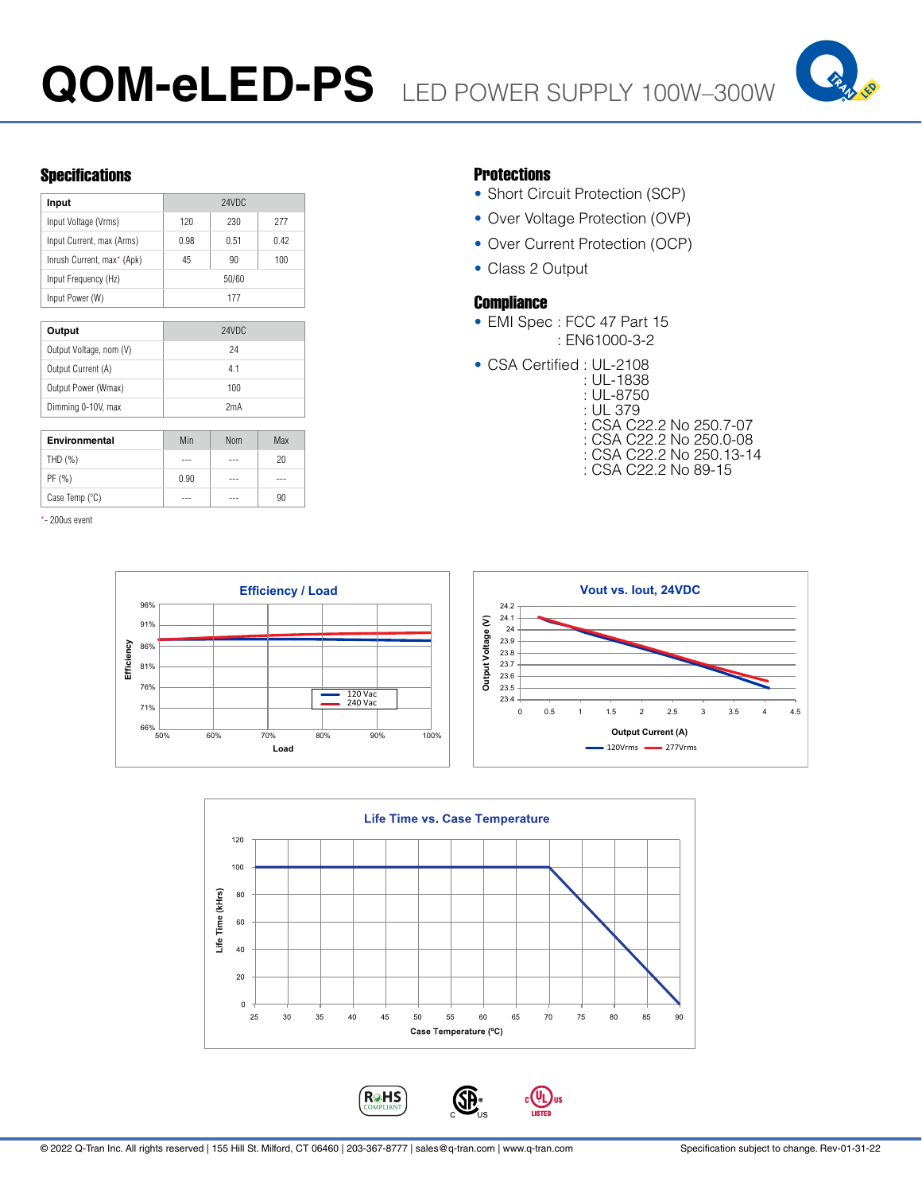# QOM-eLED-PS LED POWER SUPPLY 100W–300W

## Specifications

| Input | 24VDC | | |
|---|---|---|---|
| Input Voltage (Vrms) | 120 | 230 | 277 |
| Input Current, max (Arms) | 0.98 | 0.51 | 0.42 |
| Inrush Current, max* (Apk) | 45 | 90 | 100 |
| Input Frequency (Hz) | 50/60 | | |
| Input Power (W) | 177 | | |

| Output | 24VDC |
|---|---|
| Output Voltage, nom (V) | 24 |
| Output Current (A) | 4.1 |
| Output Power (Wmax) | 100 |
| Dimming 0-10V, max | 2mA |

| Environmental | Min | Nom | Max |
|---|---|---|---|
| THD (%) | --- | --- | 20 |
| PF (%) | 0.90 | --- | --- |
| Case Temp (°C) | --- | --- | 90 |

*- 200us event

## Protections

- Short Circuit Protection (SCP)
- Over Voltage Protection (OVP)
- Over Current Protection (OCP)
- Class 2 Output

## Compliance

- EMI Spec : FCC 47 Part 15
  : EN61000-3-2
- CSA Certified : UL-2108
  : UL-1838
  : UL-8750
  : UL 379
  : CSA C22.2 No 250.7-07
  : CSA C22.2 No 250.0-08
  : CSA C22.2 No 250.13-14
  : CSA C22.2 No 89-15

Efficiency / Load

Efficiency

96%
91%
86%
81%
76%
71%
66%

50% 60% 70% 80% 90% 100%

Load

120 Vac
240 Vac

Vout vs. Iout, 24VDC

Output Voltage (V)

24.2
24.1
24
23.9
23.8
23.7
23.6
23.5
23.4

0 0.5 1 1.5 2 2.5 3 3.5 4 4.5

Output Current (A)

120Vrms 277Vrms

Life Time vs. Case Temperature

Life Time (kHrs)

120
100
80
60
40
20
0

25 30 35 40 45 50 55 60 65 70 75 80 85 90

Case Temperature (ºC)

RoHS COMPLIANT

c SP us

c UL us LISTED

© 2022 Q-Tran Inc. All rights reserved | 155 Hill St. Milford, CT 06460 | 203-367-8777 | sales@q-tran.com | www.q-tran.com

Specification subject to change. Rev-01-31-22